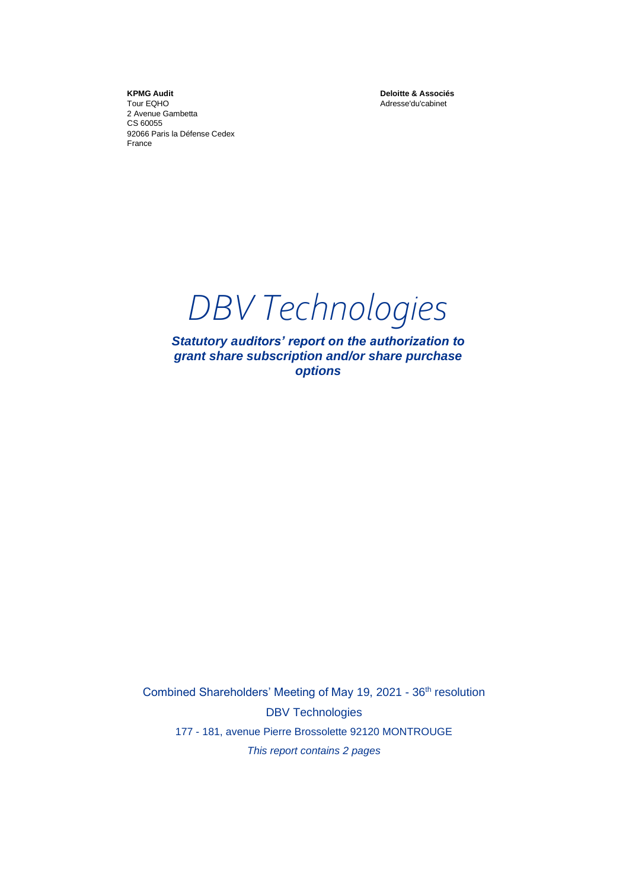**KPMG Audit**
Tour EQHO
2 Avenue Gambetta
CS 60055
92066 Paris la Défense Cedex
France

**Deloitte & Associés**
Adresse'du'cabinet

# DBV Technologies

***Statutory auditors' report on the authorization to grant share subscription and/or share purchase options***

Combined Shareholders' Meeting of May 19, 2021 - 36th resolution

DBV Technologies

177 - 181, avenue Pierre Brossolette 92120 MONTROUGE

*This report contains 2 pages*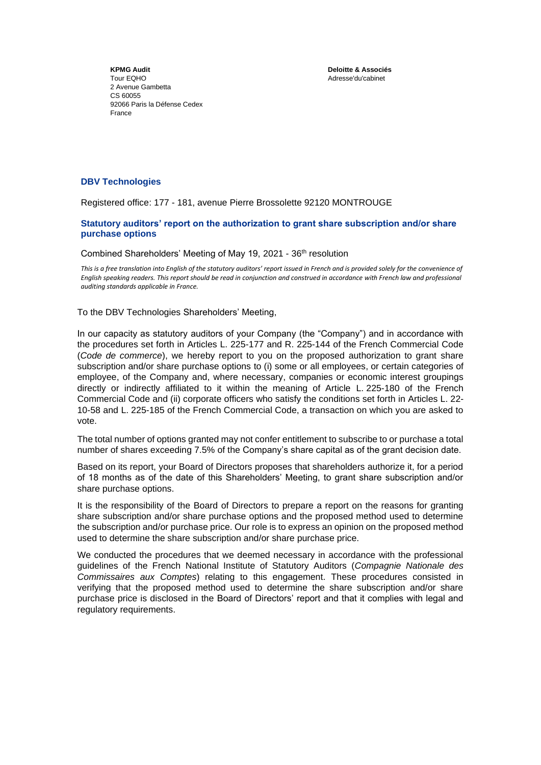**KPMG Audit**
Tour EQHO
2 Avenue Gambetta
CS 60055
92066 Paris la Défense Cedex
France

**Deloitte & Associés**
Adresse'du'cabinet

## DBV Technologies

Registered office: 177 - 181, avenue Pierre Brossolette 92120 MONTROUGE

### Statutory auditors' report on the authorization to grant share subscription and/or share purchase options

Combined Shareholders' Meeting of May 19, 2021 - 36th resolution

*This is a free translation into English of the statutory auditors' report issued in French and is provided solely for the convenience of English speaking readers. This report should be read in conjunction and construed in accordance with French law and professional auditing standards applicable in France.*

To the DBV Technologies Shareholders' Meeting,

In our capacity as statutory auditors of your Company (the "Company") and in accordance with the procedures set forth in Articles L. 225-177 and R. 225-144 of the French Commercial Code (*Code de commerce*), we hereby report to you on the proposed authorization to grant share subscription and/or share purchase options to (i) some or all employees, or certain categories of employee, of the Company and, where necessary, companies or economic interest groupings directly or indirectly affiliated to it within the meaning of Article L. 225-180 of the French Commercial Code and (ii) corporate officers who satisfy the conditions set forth in Articles L. 22-10-58 and L. 225-185 of the French Commercial Code, a transaction on which you are asked to vote.

The total number of options granted may not confer entitlement to subscribe to or purchase a total number of shares exceeding 7.5% of the Company's share capital as of the grant decision date.

Based on its report, your Board of Directors proposes that shareholders authorize it, for a period of 18 months as of the date of this Shareholders' Meeting, to grant share subscription and/or share purchase options.

It is the responsibility of the Board of Directors to prepare a report on the reasons for granting share subscription and/or share purchase options and the proposed method used to determine the subscription and/or purchase price. Our role is to express an opinion on the proposed method used to determine the share subscription and/or share purchase price.

We conducted the procedures that we deemed necessary in accordance with the professional guidelines of the French National Institute of Statutory Auditors (*Compagnie Nationale des Commissaires aux Comptes*) relating to this engagement. These procedures consisted in verifying that the proposed method used to determine the share subscription and/or share purchase price is disclosed in the Board of Directors' report and that it complies with legal and regulatory requirements.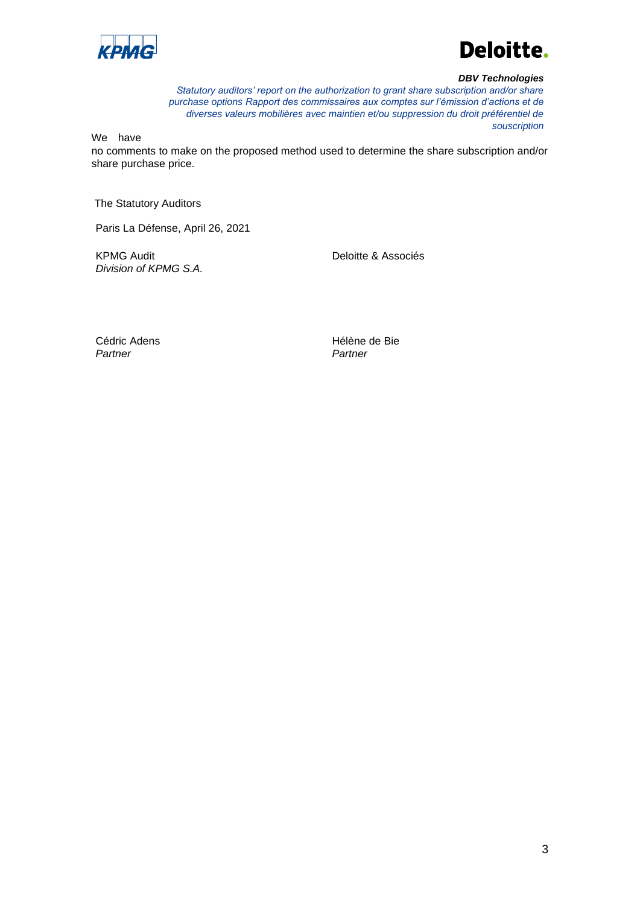We have no comments to make on the proposed method used to determine the share subscription and/or share purchase price.

The Statutory Auditors

Paris La Défense, April 26, 2021

| | |
|---|---|
| KPMG Audit<br>*Division of KPMG S.A.* | Deloitte & Associés |
| Cédric Adens<br>*Partner* | Hélène de Bie<br>*Partner* |